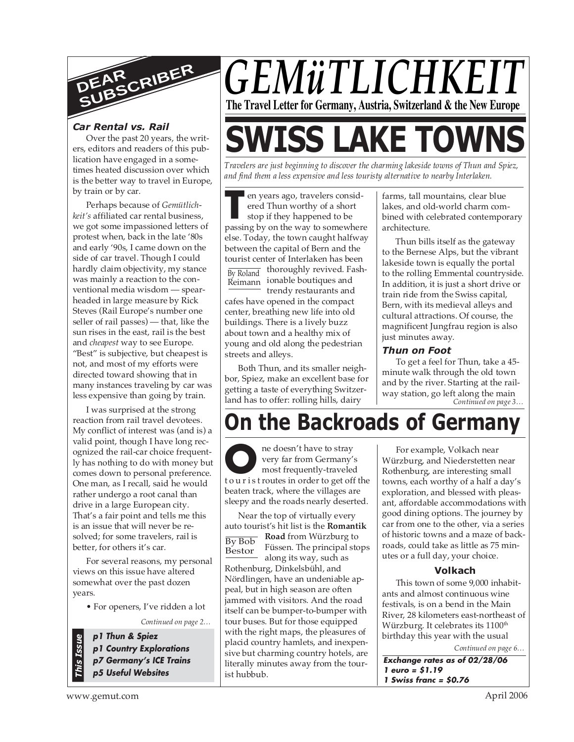# GEMüTLICHKEIT

**The Travel Letter for Germany, Austria, Switzerland & the New Europe**

## DEAR SUBSCRIBER

***Car Rental vs. Rail***

Over the past 20 years, the writers, editors and readers of this publication have engaged in a sometimes heated discussion over which is the better way to travel in Europe, by train or by car.

Perhaps because of *Gemütlichkeit's* affiliated car rental business, we got some impassioned letters of protest when, back in the late '80s and early '90s, I came down on the side of car travel. Though I could hardly claim objectivity, my stance was mainly a reaction to the conventional media wisdom — spearheaded in large measure by Rick Steves (Rail Europe's number one seller of rail passes) — that, like the sun rises in the east, rail is the best and *cheapest* way to see Europe. "Best" is subjective, but cheapest is not, and most of my efforts were directed toward showing that in many instances traveling by car was less expensive than going by train.

I was surprised at the strong reaction from rail travel devotees. My conflict of interest was (and is) a valid point, though I have long recognized the rail-car choice frequently has nothing to do with money but comes down to personal preference. One man, as I recall, said he would rather undergo a root canal than drive in a large European city. That's a fair point and tells me this is an issue that will never be resolved; for some travelers, rail is better, for others it's car.

For several reasons, my personal views on this issue have altered somewhat over the past dozen years.

• For openers, I've ridden a lot

*Continued on page 2…*

**This Issue**

- ***p1 Thun & Spiez***
- ***p1 Country Explorations***
- ***p7 Germany's ICE Trains***
- ***p5 Useful Websites***

# SWISS LAKE TOWNS

*Travelers are just beginning to discover the charming lakeside towns of Thun and Spiez, and find them a less expensive and less touristy alternative to nearby Interlaken.*

By Roland Reimann

Ten years ago, travelers considered Thun worthy of a short stop if they happened to be passing by on the way to somewhere else. Today, the town caught halfway between the capital of Bern and the tourist center of Interlaken has been thoroughly revived. Fashionable boutiques and trendy restaurants and cafes have opened in the compact center, breathing new life into old buildings. There is a lively buzz about town and a healthy mix of young and old along the pedestrian streets and alleys.

Both Thun, and its smaller neighbor, Spiez, make an excellent base for getting a taste of everything Switzerland has to offer: rolling hills, dairy farms, tall mountains, clear blue lakes, and old-world charm combined with celebrated contemporary architecture.

Thun bills itself as the gateway to the Bernese Alps, but the vibrant lakeside town is equally the portal to the rolling Emmental countryside. In addition, it is just a short drive or train ride from the Swiss capital, Bern, with its medieval alleys and cultural attractions. Of course, the magnificent Jungfrau region is also just minutes away.

### *Thun on Foot*

To get a feel for Thun, take a 45-minute walk through the old town and by the river. Starting at the railway station, go left along the main

*Continued on page 3…*

# On the Backroads of Germany

By Bob Bestor

One doesn't have to stray very far from Germany's most frequently-traveled tourist routes in order to get off the beaten track, where the villages are sleepy and the roads nearly deserted.

Near the top of virtually every auto tourist's hit list is the **Romantik Road** from Würzburg to Füssen. The principal stops along its way, such as Rothenburg, Dinkelsbühl, and Nördlingen, have an undeniable appeal, but in high season are often jammed with visitors. And the road itself can be bumper-to-bumper with tour buses. But for those equipped with the right maps, the pleasures of placid country hamlets, and inexpensive but charming country hotels, are literally minutes away from the tourist hubbub.

For example, Volkach near Würzburg, and Niederstetten near Rothenburg, are interesting small towns, each worthy of a half a day's exploration, and blessed with pleasant, affordable accommodations with good dining options. The journey by car from one to the other, via a series of historic towns and a maze of backroads, could take as little as 75 minutes or a full day, your choice.

### Volkach

This town of some 9,000 inhabitants and almost continuous wine festivals, is on a bend in the Main River, 28 kilometers east-northeast of Würzburg. It celebrates its 1100th birthday this year with the usual

*Continued on page 6…*

***Exchange rates as of 02/28/06***
***1 euro = $1.19***
***1 Swiss franc = $0.76***

www.gemut.com

April 2006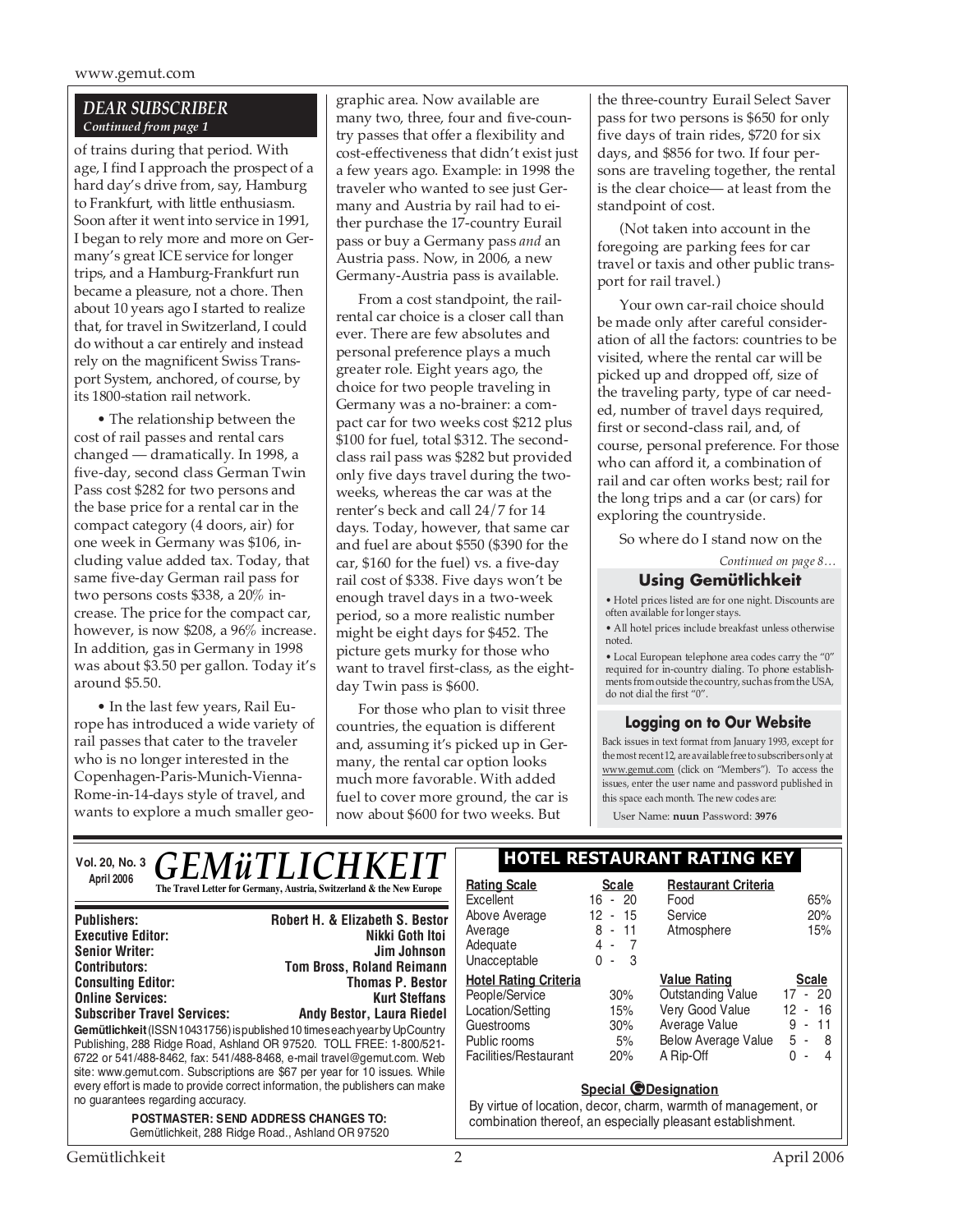## DEAR SUBSCRIBER

*Continued from page 1*

of trains during that period. With age, I find I approach the prospect of a hard day's drive from, say, Hamburg to Frankfurt, with little enthusiasm. Soon after it went into service in 1991, I began to rely more and more on Germany's great ICE service for longer trips, and a Hamburg-Frankfurt run became a pleasure, not a chore. Then about 10 years ago I started to realize that, for travel in Switzerland, I could do without a car entirely and instead rely on the magnificent Swiss Transport System, anchored, of course, by its 1800-station rail network.

• The relationship between the cost of rail passes and rental cars changed — dramatically. In 1998, a five-day, second class German Twin Pass cost $282 for two persons and the base price for a rental car in the compact category (4 doors, air) for one week in Germany was $106, including value added tax. Today, that same five-day German rail pass for two persons costs $338, a 20% increase. The price for the compact car, however, is now $208, a 96% increase. In addition, gas in Germany in 1998 was about $3.50 per gallon. Today it's around $5.50.

• In the last few years, Rail Europe has introduced a wide variety of rail passes that cater to the traveler who is no longer interested in the Copenhagen-Paris-Munich-Vienna-Rome-in-14-days style of travel, and wants to explore a much smaller geographic area. Now available are many two, three, four and five-country passes that offer a flexibility and cost-effectiveness that didn't exist just a few years ago. Example: in 1998 the traveler who wanted to see just Germany and Austria by rail had to either purchase the 17-country Eurail pass or buy a Germany pass *and* an Austria pass. Now, in 2006, a new Germany-Austria pass is available.

From a cost standpoint, the rail-rental car choice is a closer call than ever. There are few absolutes and personal preference plays a much greater role. Eight years ago, the choice for two people traveling in Germany was a no-brainer: a compact car for two weeks cost $212 plus $100 for fuel, total $312. The second-class rail pass was $282 but provided only five days travel during the two-weeks, whereas the car was at the renter's beck and call 24/7 for 14 days. Today, however, that same car and fuel are about $550 ($390 for the car, $160 for the fuel) vs. a five-day rail cost of $338. Five days won't be enough travel days in a two-week period, so a more realistic number might be eight days for $452. The picture gets murky for those who want to travel first-class, as the eight-day Twin pass is $600.

For those who plan to visit three countries, the equation is different and, assuming it's picked up in Germany, the rental car option looks much more favorable. With added fuel to cover more ground, the car is now about $600 for two weeks. But the three-country Eurail Select Saver pass for two persons is $650 for only five days of train rides, $720 for six days, and $856 for two. If four persons are traveling together, the rental is the clear choice— at least from the standpoint of cost.

(Not taken into account in the foregoing are parking fees for car travel or taxis and other public transport for rail travel.)

Your own car-rail choice should be made only after careful consideration of all the factors: countries to be visited, where the rental car will be picked up and dropped off, size of the traveling party, type of car needed, number of travel days required, first or second-class rail, and, of course, personal preference. For those who can afford it, a combination of rail and car often works best; rail for the long trips and a car (or cars) for exploring the countryside.

So where do I stand now on the

*Continued on page 8…*

### Using Gemütlichkeit

- Hotel prices listed are for one night. Discounts are often available for longer stays.
- All hotel prices include breakfast unless otherwise noted.
- Local European telephone area codes carry the "0" required for in-country dialing. To phone establishments from outside the country, such as from the USA, do not dial the first "0".

### Logging on to Our Website

Back issues in text format from January 1993, except for the most recent 12, are available free to subscribers only at www.gemut.com (click on "Members"). To access the issues, enter the user name and password published in this space each month. The new codes are:

User Name: **nuun** Password: **3976**

---

**Vol. 20, No. 3**
**April 2006**

# GEMüTLICHKEIT

**The Travel Letter for Germany, Austria, Switzerland & the New Europe**

| | |
|---|---|
| **Publishers:** | **Robert H. & Elizabeth S. Bestor** |
| **Executive Editor:** | **Nikki Goth Itoi** |
| **Senior Writer:** | **Jim Johnson** |
| **Contributors:** | **Tom Bross, Roland Reimann** |
| **Consulting Editor:** | **Thomas P. Bestor** |
| **Online Services:** | **Kurt Steffans** |
| **Subscriber Travel Services:** | **Andy Bestor, Laura Riedel** |

**Gemütlichkeit** (ISSN 10431756) is published 10 times each year by UpCountry Publishing, 288 Ridge Road, Ashland OR 97520. TOLL FREE: 1-800/521-6722 or 541/488-8462, fax: 541/488-8468, e-mail travel@gemut.com. Web site: www.gemut.com. Subscriptions are $67 per year for 10 issues. While every effort is made to provide correct information, the publishers can make no guarantees regarding accuracy.

**POSTMASTER: SEND ADDRESS CHANGES TO:**
Gemütlichkeit, 288 Ridge Road., Ashland OR 97520

### HOTEL RESTAURANT RATING KEY

| Rating Scale | Scale |
|---|---|
| Excellent | 16 - 20 |
| Above Average | 12 - 15 |
| Average | 8 - 11 |
| Adequate | 4 - 7 |
| Unacceptable | 0 - 3 |

| Restaurant Criteria | |
|---|---|
| Food | 65% |
| Service | 20% |
| Atmosphere | 15% |

| Hotel Rating Criteria | |
|---|---|
| People/Service | 30% |
| Location/Setting | 15% |
| Guestrooms | 30% |
| Public rooms | 5% |
| Facilities/Restaurant | 20% |

| Value Rating | Scale |
|---|---|
| Outstanding Value | 17 - 20 |
| Very Good Value | 12 - 16 |
| Average Value | 9 - 11 |
| Below Average Value | 5 - 8 |
| A Rip-Off | 0 - 4 |

**Special G Designation**

By virtue of location, decor, charm, warmth of management, or combination thereof, an especially pleasant establishment.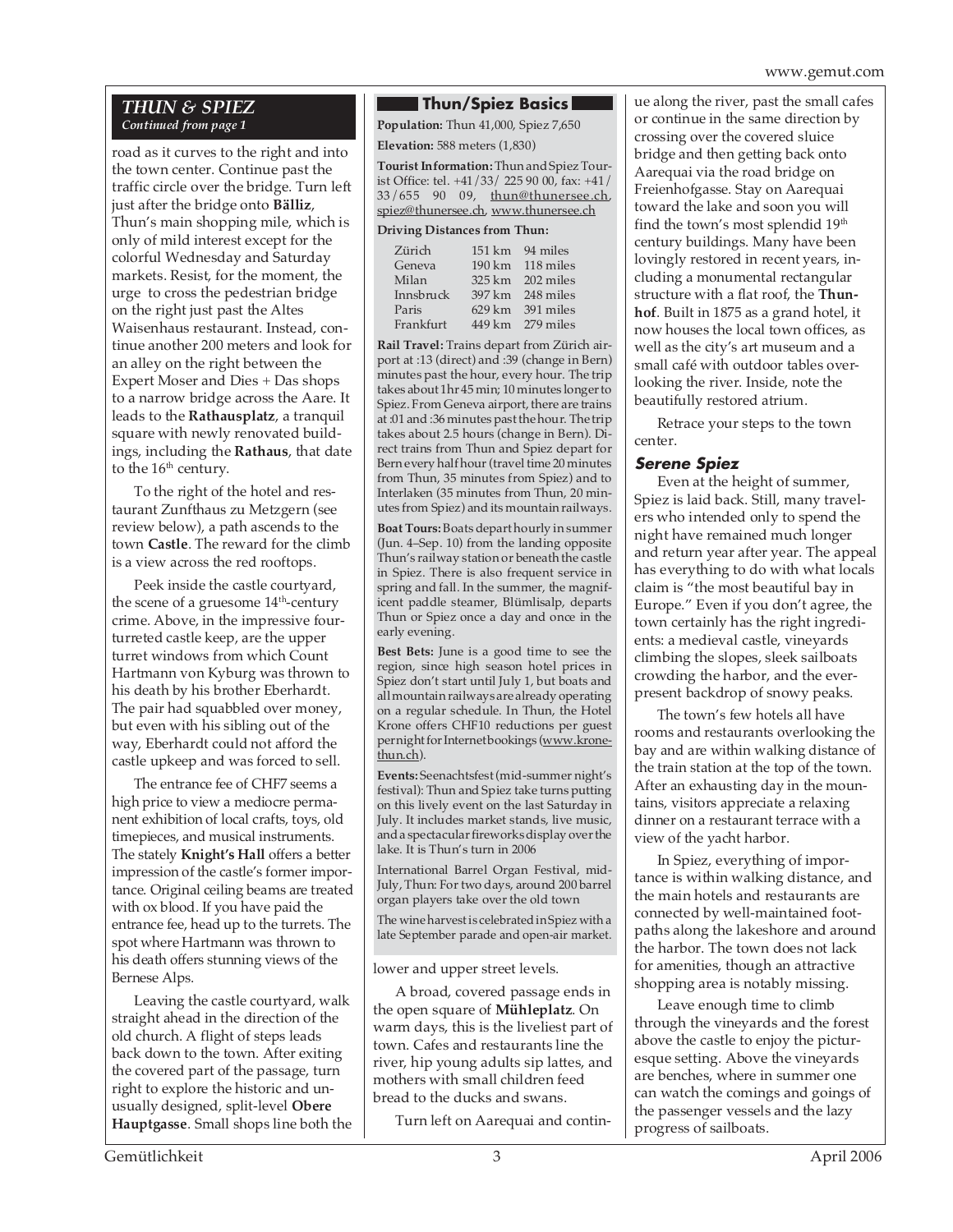## THUN & SPIEZ

*Continued from page 1*

road as it curves to the right and into the town center. Continue past the traffic circle over the bridge. Turn left just after the bridge onto **Bälliz**, Thun's main shopping mile, which is only of mild interest except for the colorful Wednesday and Saturday markets. Resist, for the moment, the urge to cross the pedestrian bridge on the right just past the Altes Waisenhaus restaurant. Instead, continue another 200 meters and look for an alley on the right between the Expert Moser and Dies + Das shops to a narrow bridge across the Aare. It leads to the **Rathausplatz**, a tranquil square with newly renovated buildings, including the **Rathaus**, that date to the 16th century.

To the right of the hotel and restaurant Zunfthaus zu Metzgern (see review below), a path ascends to the town **Castle**. The reward for the climb is a view across the red rooftops.

Peek inside the castle courtyard, the scene of a gruesome 14th-century crime. Above, in the impressive four-turreted castle keep, are the upper turret windows from which Count Hartmann von Kyburg was thrown to his death by his brother Eberhardt. The pair had squabbled over money, but even with his sibling out of the way, Eberhardt could not afford the castle upkeep and was forced to sell.

The entrance fee of CHF7 seems a high price to view a mediocre permanent exhibition of local crafts, toys, old timepieces, and musical instruments. The stately **Knight's Hall** offers a better impression of the castle's former importance. Original ceiling beams are treated with ox blood. If you have paid the entrance fee, head up to the turrets. The spot where Hartmann was thrown to his death offers stunning views of the Bernese Alps.

Leaving the castle courtyard, walk straight ahead in the direction of the old church. A flight of steps leads back down to the town. After exiting the covered part of the passage, turn right to explore the historic and unusually designed, split-level **Obere Hauptgasse**. Small shops line both the lower and upper street levels.

A broad, covered passage ends in the open square of **Mühleplatz**. On warm days, this is the liveliest part of town. Cafes and restaurants line the river, hip young adults sip lattes, and mothers with small children feed bread to the ducks and swans.

Turn left on Aarequai and continue along the river, past the small cafes or continue in the same direction by crossing over the covered sluice bridge and then getting back onto Aarequai via the road bridge on Freienhofgasse. Stay on Aarequai toward the lake and soon you will find the town's most splendid 19th century buildings. Many have been lovingly restored in recent years, including a monumental rectangular structure with a flat roof, the **Thunhof**. Built in 1875 as a grand hotel, it now houses the local town offices, as well as the city's art museum and a small café with outdoor tables overlooking the river. Inside, note the beautifully restored atrium.

Retrace your steps to the town center.

### Serene Spiez

Even at the height of summer, Spiez is laid back. Still, many travelers who intended only to spend the night have remained much longer and return year after year. The appeal has everything to do with what locals claim is "the most beautiful bay in Europe." Even if you don't agree, the town certainly has the right ingredients: a medieval castle, vineyards climbing the slopes, sleek sailboats crowding the harbor, and the ever-present backdrop of snowy peaks.

The town's few hotels all have rooms and restaurants overlooking the bay and are within walking distance of the train station at the top of the town. After an exhausting day in the mountains, visitors appreciate a relaxing dinner on a restaurant terrace with a view of the yacht harbor.

In Spiez, everything of importance is within walking distance, and the main hotels and restaurants are connected by well-maintained footpaths along the lakeshore and around the harbor. The town does not lack for amenities, though an attractive shopping area is notably missing.

Leave enough time to climb through the vineyards and the forest above the castle to enjoy the picturesque setting. Above the vineyards are benches, where in summer one can watch the comings and goings of the passenger vessels and the lazy progress of sailboats.

---

### Thun/Spiez Basics

**Population:** Thun 41,000, Spiez 7,650

**Elevation:** 588 meters (1,830)

**Tourist Information:** Thun and Spiez Tourist Office: tel. +41/33/ 225 90 00, fax: +41/ 33/655 90 09, thun@thunersee.ch, spiez@thunersee.ch, www.thunersee.ch

**Driving Distances from Thun:**

| | | |
|---|---|---|
| Zürich | 151 km | 94 miles |
| Geneva | 190 km | 118 miles |
| Milan | 325 km | 202 miles |
| Innsbruck | 397 km | 248 miles |
| Paris | 629 km | 391 miles |
| Frankfurt | 449 km | 279 miles |

**Rail Travel:** Trains depart from Zürich airport at :13 (direct) and :39 (change in Bern) minutes past the hour, every hour. The trip takes about 1hr 45 min; 10 minutes longer to Spiez. From Geneva airport, there are trains at :01 and :36 minutes past the hour. The trip takes about 2.5 hours (change in Bern). Direct trains from Thun and Spiez depart for Bern every half hour (travel time 20 minutes from Thun, 35 minutes from Spiez) and to Interlaken (35 minutes from Thun, 20 minutes from Spiez) and its mountain railways.

**Boat Tours:** Boats depart hourly in summer (Jun. 4–Sep. 10) from the landing opposite Thun's railway station or beneath the castle in Spiez. There is also frequent service in spring and fall. In the summer, the magnificent paddle steamer, Blümlisalp, departs Thun or Spiez once a day and once in the early evening.

**Best Bets:** June is a good time to see the region, since high season hotel prices in Spiez don't start until July 1, but boats and all mountain railways are already operating on a regular schedule. In Thun, the Hotel Krone offers CHF10 reductions per guest per night for Internet bookings (www.krone-thun.ch).

**Events:** Seenachtsfest (mid-summer night's festival): Thun and Spiez take turns putting on this lively event on the last Saturday in July. It includes market stands, live music, and a spectacular fireworks display over the lake. It is Thun's turn in 2006

International Barrel Organ Festival, mid-July, Thun: For two days, around 200 barrel organ players take over the old town

The wine harvest is celebrated in Spiez with a late September parade and open-air market.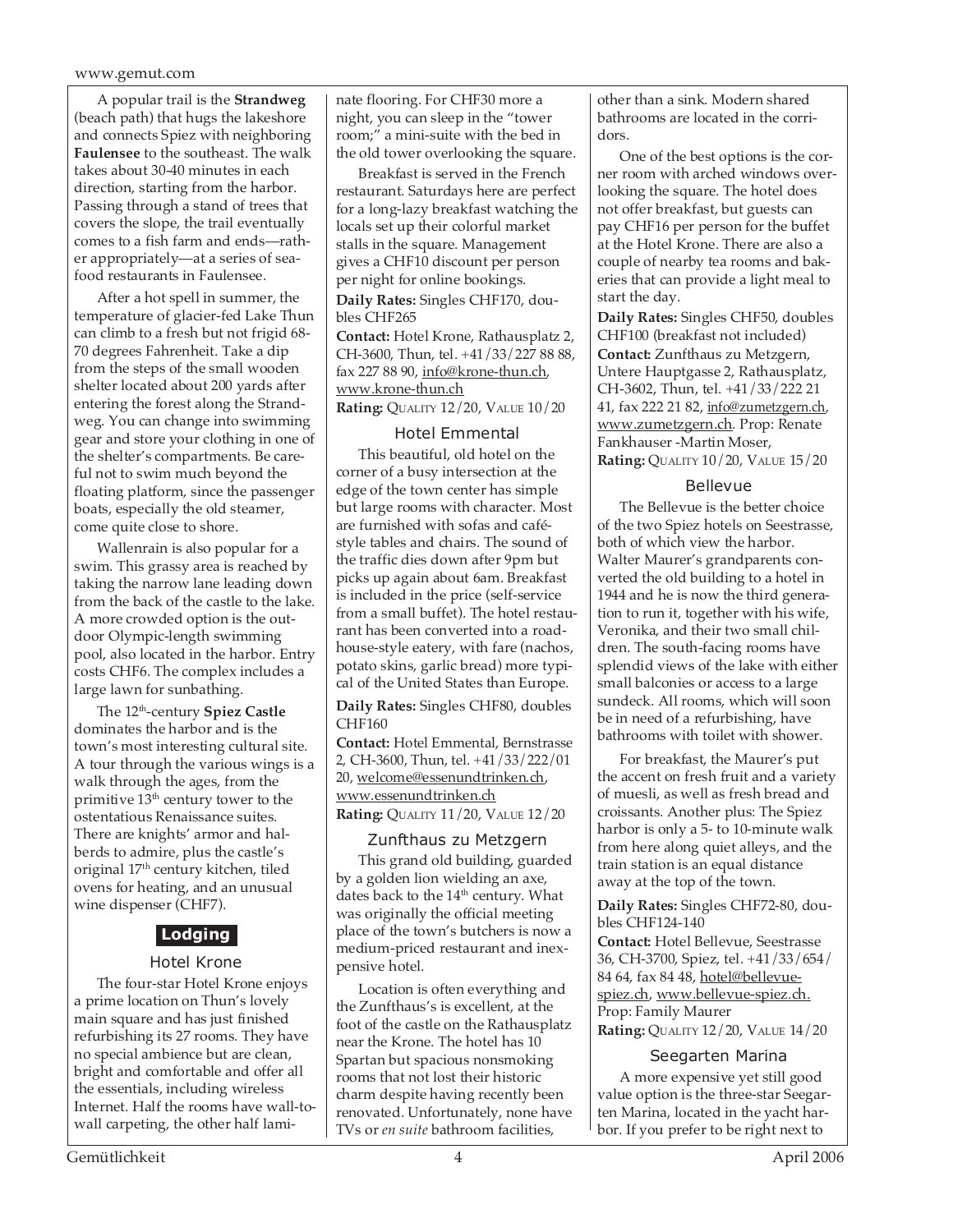A popular trail is the **Strandweg** (beach path) that hugs the lakeshore and connects Spiez with neighboring **Faulensee** to the southeast. The walk takes about 30-40 minutes in each direction, starting from the harbor. Passing through a stand of trees that covers the slope, the trail eventually comes to a fish farm and ends—rather appropriately—at a series of seafood restaurants in Faulensee.

After a hot spell in summer, the temperature of glacier-fed Lake Thun can climb to a fresh but not frigid 68-70 degrees Fahrenheit. Take a dip from the steps of the small wooden shelter located about 200 yards after entering the forest along the Strandweg. You can change into swimming gear and store your clothing in one of the shelter's compartments. Be careful not to swim much beyond the floating platform, since the passenger boats, especially the old steamer, come quite close to shore.

Wallenrain is also popular for a swim. This grassy area is reached by taking the narrow lane leading down from the back of the castle to the lake. A more crowded option is the outdoor Olympic-length swimming pool, also located in the harbor. Entry costs CHF6. The complex includes a large lawn for sunbathing.

The 12th-century **Spiez Castle** dominates the harbor and is the town's most interesting cultural site. A tour through the various wings is a walk through the ages, from the primitive 13th century tower to the ostentatious Renaissance suites. There are knights' armor and halberds to admire, plus the castle's original 17th century kitchen, tiled ovens for heating, and an unusual wine dispenser (CHF7).

## Lodging

### Hotel Krone

The four-star Hotel Krone enjoys a prime location on Thun's lovely main square and has just finished refurbishing its 27 rooms. They have no special ambience but are clean, bright and comfortable and offer all the essentials, including wireless Internet. Half the rooms have wall-to-wall carpeting, the other half laminate flooring. For CHF30 more a night, you can sleep in the "tower room;" a mini-suite with the bed in the old tower overlooking the square.

Breakfast is served in the French restaurant. Saturdays here are perfect for a long-lazy breakfast watching the locals set up their colorful market stalls in the square. Management gives a CHF10 discount per person per night for online bookings.

**Daily Rates:** Singles CHF170, doubles CHF265

**Contact:** Hotel Krone, Rathausplatz 2, CH-3600, Thun, tel. +41/33/227 88 88, fax 227 88 90, info@krone-thun.ch, www.krone-thun.ch

**Rating:** Quality 12/20, Value 10/20

### Hotel Emmental

This beautiful, old hotel on the corner of a busy intersection at the edge of the town center has simple but large rooms with character. Most are furnished with sofas and café-style tables and chairs. The sound of the traffic dies down after 9pm but picks up again about 6am. Breakfast is included in the price (self-service from a small buffet). The hotel restaurant has been converted into a roadhouse-style eatery, with fare (nachos, potato skins, garlic bread) more typical of the United States than Europe.

**Daily Rates:** Singles CHF80, doubles CHF160

**Contact:** Hotel Emmental, Bernstrasse 2, CH-3600, Thun, tel. +41/33/222/01 20, welcome@essenundtrinken.ch, www.essenundtrinken.ch

**Rating:** Quality 11/20, Value 12/20

### Zunfthaus zu Metzgern

This grand old building, guarded by a golden lion wielding an axe, dates back to the 14th century. What was originally the official meeting place of the town's butchers is now a medium-priced restaurant and inexpensive hotel.

Location is often everything and the Zunfthaus's is excellent, at the foot of the castle on the Rathausplatz near the Krone. The hotel has 10 Spartan but spacious nonsmoking rooms that not lost their historic charm despite having recently been renovated. Unfortunately, none have TVs or *en suite* bathroom facilities, other than a sink. Modern shared bathrooms are located in the corridors.

One of the best options is the corner room with arched windows overlooking the square. The hotel does not offer breakfast, but guests can pay CHF16 per person for the buffet at the Hotel Krone. There are also a couple of nearby tea rooms and bakeries that can provide a light meal to start the day.

**Daily Rates:** Singles CHF50, doubles CHF100 (breakfast not included)

**Contact:** Zunfthaus zu Metzgern, Untere Hauptgasse 2, Rathausplatz, CH-3602, Thun, tel. +41/33/222 21 41, fax 222 21 82, info@zumetzgern.ch, www.zumetzgern.ch. Prop: Renate Fankhauser -Martin Moser,

**Rating:** Quality 10/20, Value 15/20

### Bellevue

The Bellevue is the better choice of the two Spiez hotels on Seestrasse, both of which view the harbor. Walter Maurer's grandparents converted the old building to a hotel in 1944 and he is now the third generation to run it, together with his wife, Veronika, and their two small children. The south-facing rooms have splendid views of the lake with either small balconies or access to a large sundeck. All rooms, which will soon be in need of a refurbishing, have bathrooms with toilet with shower.

For breakfast, the Maurer's put the accent on fresh fruit and a variety of muesli, as well as fresh bread and croissants. Another plus: The Spiez harbor is only a 5- to 10-minute walk from here along quiet alleys, and the train station is an equal distance away at the top of the town.

**Daily Rates:** Singles CHF72-80, doubles CHF124-140

**Contact:** Hotel Bellevue, Seestrasse 36, CH-3700, Spiez, tel. +41/33/654/84 64, fax 84 48, hotel@bellevue-spiez.ch, www.bellevue-spiez.ch. Prop: Family Maurer

**Rating:** Quality 12/20, Value 14/20

### Seegarten Marina

A more expensive yet still good value option is the three-star Seegarten Marina, located in the yacht harbor. If you prefer to be right next to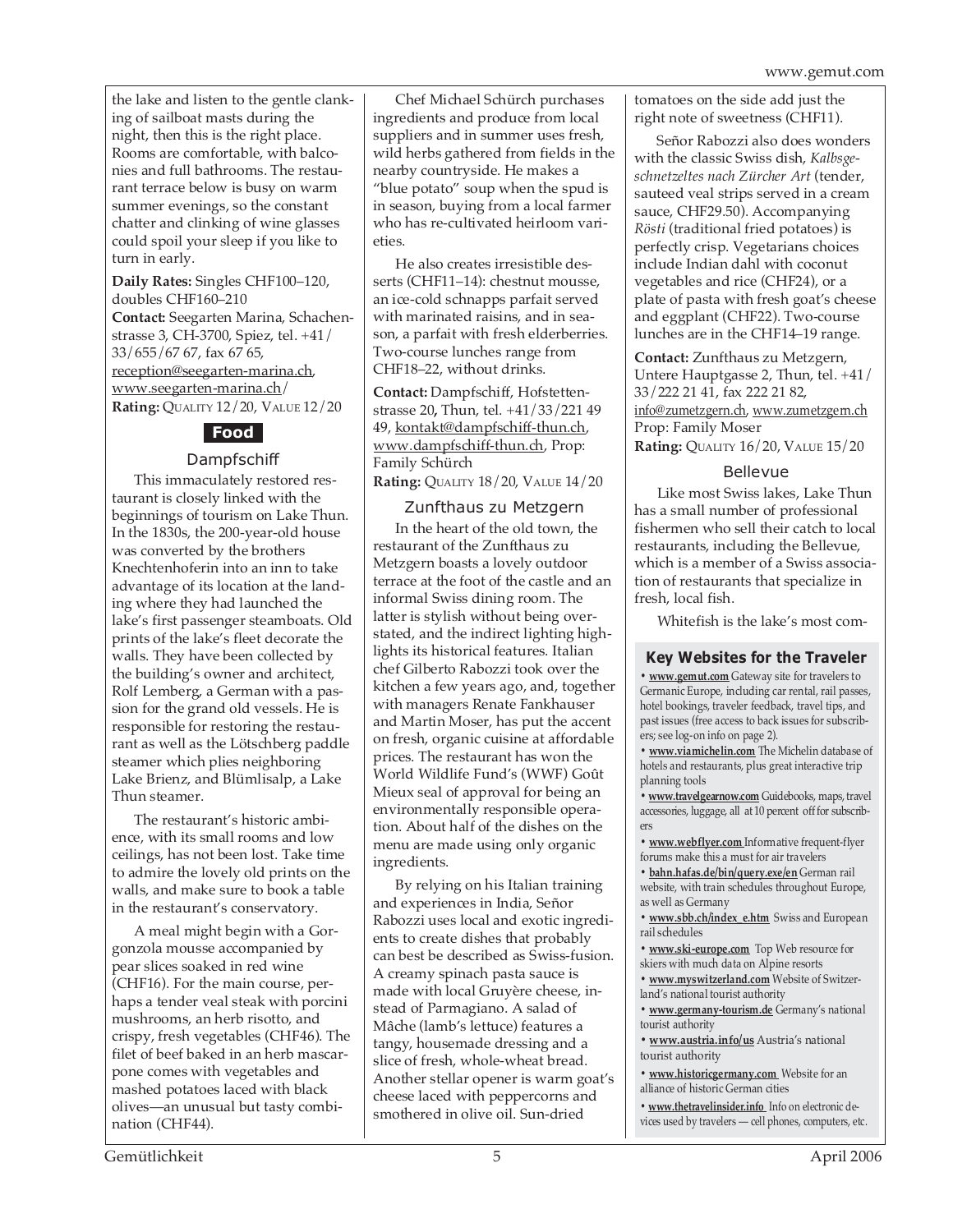the lake and listen to the gentle clanking of sailboat masts during the night, then this is the right place. Rooms are comfortable, with balconies and full bathrooms. The restaurant terrace below is busy on warm summer evenings, so the constant chatter and clinking of wine glasses could spoil your sleep if you like to turn in early.

**Daily Rates:** Singles CHF100–120, doubles CHF160–210
**Contact:** Seegarten Marina, Schachenstrasse 3, CH-3700, Spiez, tel. +41/33/655/67 67, fax 67 65, reception@seegarten-marina.ch, www.seegarten-marina.ch/
**Rating:** QUALITY 12/20, VALUE 12/20

## Food

### Dampfschiff

This immaculately restored restaurant is closely linked with the beginnings of tourism on Lake Thun. In the 1830s, the 200-year-old house was converted by the brothers Knechtenhoferin into an inn to take advantage of its location at the landing where they had launched the lake's first passenger steamboats. Old prints of the lake's fleet decorate the walls. They have been collected by the building's owner and architect, Rolf Lemberg, a German with a passion for the grand old vessels. He is responsible for restoring the restaurant as well as the Lötschberg paddle steamer which plies neighboring Lake Brienz, and Blümlisalp, a Lake Thun steamer.

The restaurant's historic ambience, with its small rooms and low ceilings, has not been lost. Take time to admire the lovely old prints on the walls, and make sure to book a table in the restaurant's conservatory.

A meal might begin with a Gorgonzola mousse accompanied by pear slices soaked in red wine (CHF16). For the main course, perhaps a tender veal steak with porcini mushrooms, an herb risotto, and crispy, fresh vegetables (CHF46). The filet of beef baked in an herb mascarpone comes with vegetables and mashed potatoes laced with black olives—an unusual but tasty combination (CHF44).

Chef Michael Schürch purchases ingredients and produce from local suppliers and in summer uses fresh, wild herbs gathered from fields in the nearby countryside. He makes a "blue potato" soup when the spud is in season, buying from a local farmer who has re-cultivated heirloom varieties.

He also creates irresistible desserts (CHF11–14): chestnut mousse, an ice-cold schnapps parfait served with marinated raisins, and in season, a parfait with fresh elderberries. Two-course lunches range from CHF18–22, without drinks.

**Contact:** Dampfschiff, Hofstettenstrasse 20, Thun, tel. +41/33/221 49 49, kontakt@dampfschiff-thun.ch, www.dampfschiff-thun.ch, Prop: Family Schürch
**Rating:** QUALITY 18/20, VALUE 14/20

### Zunfthaus zu Metzgern

In the heart of the old town, the restaurant of the Zunfthaus zu Metzgern boasts a lovely outdoor terrace at the foot of the castle and an informal Swiss dining room. The latter is stylish without being overstated, and the indirect lighting highlights its historical features. Italian chef Gilberto Rabozzi took over the kitchen a few years ago, and, together with managers Renate Fankhauser and Martin Moser, has put the accent on fresh, organic cuisine at affordable prices. The restaurant has won the World Wildlife Fund's (WWF) Goût Mieux seal of approval for being an environmentally responsible operation. About half of the dishes on the menu are made using only organic ingredients.

By relying on his Italian training and experiences in India, Señor Rabozzi uses local and exotic ingredients to create dishes that probably can best be described as Swiss-fusion. A creamy spinach pasta sauce is made with local Gruyère cheese, instead of Parmagiano. A salad of Mâche (lamb's lettuce) features a tangy, housemade dressing and a slice of fresh, whole-wheat bread. Another stellar opener is warm goat's cheese laced with peppercorns and smothered in olive oil. Sun-dried tomatoes on the side add just the right note of sweetness (CHF11).

Señor Rabozzi also does wonders with the classic Swiss dish, *Kalbsgeschnetzeltes nach Zürcher Art* (tender, sauteed veal strips served in a cream sauce, CHF29.50). Accompanying *Rösti* (traditional fried potatoes) is perfectly crisp. Vegetarians choices include Indian dahl with coconut vegetables and rice (CHF24), or a plate of pasta with fresh goat's cheese and eggplant (CHF22). Two-course lunches are in the CHF14–19 range.

**Contact:** Zunfthaus zu Metzgern, Untere Hauptgasse 2, Thun, tel. +41/33/222 21 41, fax 222 21 82, info@zumetzgern.ch, www.zumetzgern.ch
Prop: Family Moser
**Rating:** QUALITY 16/20, VALUE 15/20

### Bellevue

Like most Swiss lakes, Lake Thun has a small number of professional fishermen who sell their catch to local restaurants, including the Bellevue, which is a member of a Swiss association of restaurants that specialize in fresh, local fish.

Whitefish is the lake's most com-

### Key Websites for the Traveler

- **www.gemut.com** Gateway site for travelers to Germanic Europe, including car rental, rail passes, hotel bookings, traveler feedback, travel tips, and past issues (free access to back issues for subscribers; see log-on info on page 2).
- **www.viamichelin.com** The Michelin database of hotels and restaurants, plus great interactive trip planning tools
- **www.travelgearnow.com** Guidebooks, maps, travel accessories, luggage, all at 10 percent off for subscribers
- **www.webflyer.com** Informative frequent-flyer forums make this a must for air travelers
- **bahn.hafas.de/bin/query.exe/en** German rail website, with train schedules throughout Europe, as well as Germany
- **www.sbb.ch/index_e.htm** Swiss and European rail schedules
- **www.ski-europe.com** Top Web resource for skiers with much data on Alpine resorts
- **www.myswitzerland.com** Website of Switzerland's national tourist authority
- **www.germany-tourism.de** Germany's national tourist authority
- **www.austria.info/us** Austria's national tourist authority
- **www.historicgermany.com** Website for an alliance of historic German cities
- **www.thetravelinsider.info** Info on electronic devices used by travelers — cell phones, computers, etc.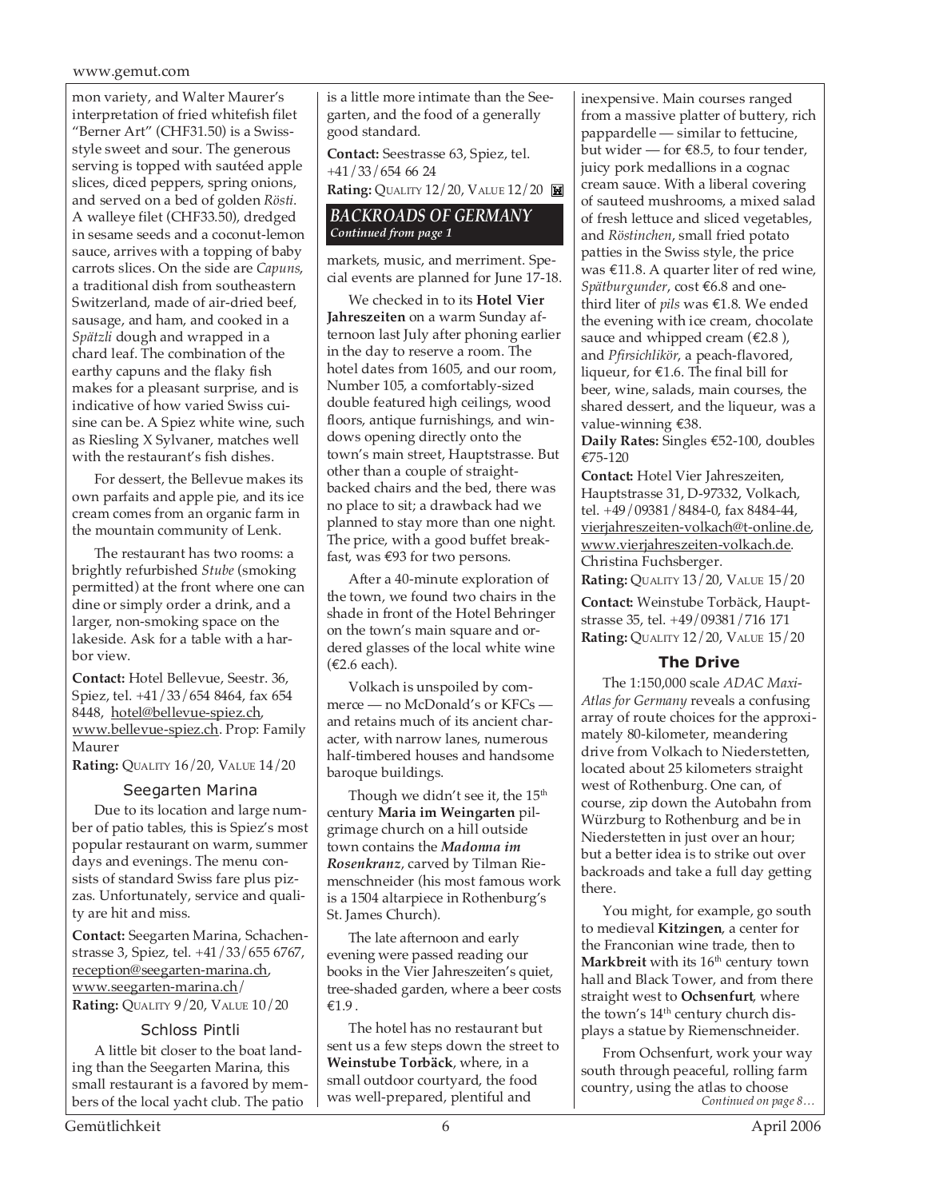mon variety, and Walter Maurer's interpretation of fried whitefish filet "Berner Art" (CHF31.50) is a Swiss-style sweet and sour. The generous serving is topped with sautéed apple slices, diced peppers, spring onions, and served on a bed of golden *Rösti*. A walleye filet (CHF33.50), dredged in sesame seeds and a coconut-lemon sauce, arrives with a topping of baby carrots slices. On the side are *Capuns*, a traditional dish from southeastern Switzerland, made of air-dried beef, sausage, and ham, and cooked in a *Spätzli* dough and wrapped in a chard leaf. The combination of the earthy capuns and the flaky fish makes for a pleasant surprise, and is indicative of how varied Swiss cuisine can be. A Spiez white wine, such as Riesling X Sylvaner, matches well with the restaurant's fish dishes.

For dessert, the Bellevue makes its own parfaits and apple pie, and its ice cream comes from an organic farm in the mountain community of Lenk.

The restaurant has two rooms: a brightly refurbished *Stube* (smoking permitted) at the front where one can dine or simply order a drink, and a larger, non-smoking space on the lakeside. Ask for a table with a harbor view.

**Contact:** Hotel Bellevue, Seestr. 36, Spiez, tel. +41/33/654 8464, fax 654 8448, hotel@bellevue-spiez.ch, www.bellevue-spiez.ch. Prop: Family Maurer

**Rating:** QUALITY 16/20, VALUE 14/20

### Seegarten Marina

Due to its location and large number of patio tables, this is Spiez's most popular restaurant on warm, summer days and evenings. The menu consists of standard Swiss fare plus pizzas. Unfortunately, service and quality are hit and miss.

**Contact:** Seegarten Marina, Schachenstrasse 3, Spiez, tel. +41/33/655 6767, reception@seegarten-marina.ch, www.seegarten-marina.ch/

**Rating:** QUALITY 9/20, VALUE 10/20

### Schloss Pintli

A little bit closer to the boat landing than the Seegarten Marina, this small restaurant is a favored by members of the local yacht club. The patio is a little more intimate than the Seegarten, and the food of a generally good standard.

**Contact:** Seestrasse 63, Spiez, tel. +41/33/654 66 24

**Rating:** QUALITY 12/20, VALUE 12/20

## BACKROADS OF GERMANY

*Continued from page 1*

markets, music, and merriment. Special events are planned for June 17-18.

We checked in to its **Hotel Vier Jahreszeiten** on a warm Sunday afternoon last July after phoning earlier in the day to reserve a room. The hotel dates from 1605, and our room, Number 105, a comfortably-sized double featured high ceilings, wood floors, antique furnishings, and windows opening directly onto the town's main street, Hauptstrasse. But other than a couple of straight-backed chairs and the bed, there was no place to sit; a drawback had we planned to stay more than one night. The price, with a good buffet breakfast, was €93 for two persons.

After a 40-minute exploration of the town, we found two chairs in the shade in front of the Hotel Behringer on the town's main square and ordered glasses of the local white wine (€2.6 each).

Volkach is unspoiled by commerce — no McDonald's or KFCs — and retains much of its ancient character, with narrow lanes, numerous half-timbered houses and handsome baroque buildings.

Though we didn't see it, the 15th century **Maria im Weingarten** pilgrimage church on a hill outside town contains the ***Madonna im Rosenkranz***, carved by Tilman Riemenschneider (his most famous work is a 1504 altarpiece in Rothenburg's St. James Church).

The late afternoon and early evening were passed reading our books in the Vier Jahreszeiten's quiet, tree-shaded garden, where a beer costs €1.9 .

The hotel has no restaurant but sent us a few steps down the street to **Weinstube Torbäck**, where, in a small outdoor courtyard, the food was well-prepared, plentiful and inexpensive. Main courses ranged from a massive platter of buttery, rich pappardelle — similar to fettucine, but wider — for €8.5, to four tender, juicy pork medallions in a cognac cream sauce. With a liberal covering of sauteed mushrooms, a mixed salad of fresh lettuce and sliced vegetables, and *Röstinchen*, small fried potato patties in the Swiss style, the price was €11.8. A quarter liter of red wine, *Spätburgunder*, cost €6.8 and one-third liter of *pils* was €1.8. We ended the evening with ice cream, chocolate sauce and whipped cream (€2.8 ), and *Pfirsichlikör*, a peach-flavored, liqueur, for €1.6. The final bill for beer, wine, salads, main courses, the shared dessert, and the liqueur, was a value-winning €38.

**Daily Rates:** Singles €52-100, doubles €75-120

**Contact:** Hotel Vier Jahreszeiten, Hauptstrasse 31, D-97332, Volkach, tel. +49/09381/8484-0, fax 8484-44, vierjahreszeiten-volkach@t-online.de, www.vierjahreszeiten-volkach.de. Christina Fuchsberger.

**Rating:** QUALITY 13/20, VALUE 15/20

**Contact:** Weinstube Torbäck, Hauptstrasse 35, tel. +49/09381/716 171

**Rating:** QUALITY 12/20, VALUE 15/20

### The Drive

The 1:150,000 scale *ADAC Maxi-Atlas for Germany* reveals a confusing array of route choices for the approximately 80-kilometer, meandering drive from Volkach to Niederstetten, located about 25 kilometers straight west of Rothenburg. One can, of course, zip down the Autobahn from Würzburg to Rothenburg and be in Niederstetten in just over an hour; but a better idea is to strike out over backroads and take a full day getting there.

You might, for example, go south to medieval **Kitzingen**, a center for the Franconian wine trade, then to **Markbreit** with its 16th century town hall and Black Tower, and from there straight west to **Ochsenfurt**, where the town's 14th century church displays a statue by Riemenschneider.

From Ochsenfurt, work your way south through peaceful, rolling farm country, using the atlas to choose

*Continued on page 8…*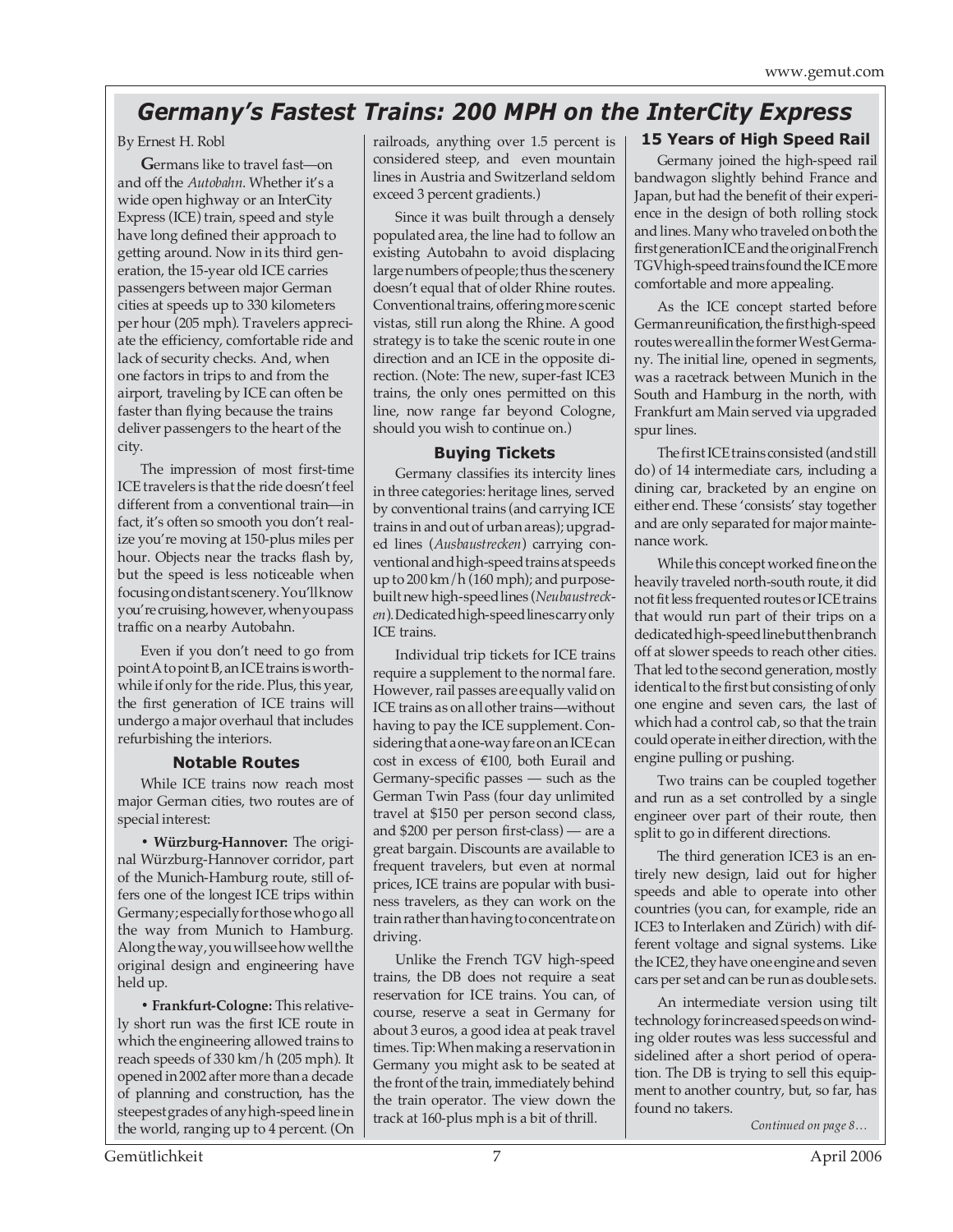# Germany's Fastest Trains: 200 MPH on the InterCity Express

By Ernest H. Robl

**G**ermans like to travel fast—on and off the *Autobahn*. Whether it's a wide open highway or an InterCity Express (ICE) train, speed and style have long defined their approach to getting around. Now in its third generation, the 15-year old ICE carries passengers between major German cities at speeds up to 330 kilometers per hour (205 mph). Travelers appreciate the efficiency, comfortable ride and lack of security checks. And, when one factors in trips to and from the airport, traveling by ICE can often be faster than flying because the trains deliver passengers to the heart of the city.

The impression of most first-time ICE travelers is that the ride doesn't feel different from a conventional train—in fact, it's often so smooth you don't realize you're moving at 150-plus miles per hour. Objects near the tracks flash by, but the speed is less noticeable when focusing on distant scenery. You'll know you're cruising, however, when you pass traffic on a nearby Autobahn.

Even if you don't need to go from point A to point B, an ICE trains is worthwhile if only for the ride. Plus, this year, the first generation of ICE trains will undergo a major overhaul that includes refurbishing the interiors.

### Notable Routes

While ICE trains now reach most major German cities, two routes are of special interest:

• **Würzburg-Hannover:** The original Würzburg-Hannover corridor, part of the Munich-Hamburg route, still offers one of the longest ICE trips within Germany; especially for those who go all the way from Munich to Hamburg. Along the way, you will see how well the original design and engineering have held up.

• **Frankfurt-Cologne:** This relatively short run was the first ICE route in which the engineering allowed trains to reach speeds of 330 km/h (205 mph). It opened in 2002 after more than a decade of planning and construction, has the steepest grades of any high-speed line in the world, ranging up to 4 percent. (On railroads, anything over 1.5 percent is considered steep, and even mountain lines in Austria and Switzerland seldom exceed 3 percent gradients.)

Since it was built through a densely populated area, the line had to follow an existing Autobahn to avoid displacing large numbers of people; thus the scenery doesn't equal that of older Rhine routes. Conventional trains, offering more scenic vistas, still run along the Rhine. A good strategy is to take the scenic route in one direction and an ICE in the opposite direction. (Note: The new, super-fast ICE3 trains, the only ones permitted on this line, now range far beyond Cologne, should you wish to continue on.)

### Buying Tickets

Germany classifies its intercity lines in three categories: heritage lines, served by conventional trains (and carrying ICE trains in and out of urban areas); upgraded lines (*Ausbaustrecken*) carrying conventional and high-speed trains at speeds up to 200 km/h (160 mph); and purpose-built new high-speed lines (*Neubaustrecken*). Dedicated high-speed lines carry only ICE trains.

Individual trip tickets for ICE trains require a supplement to the normal fare. However, rail passes are equally valid on ICE trains as on all other trains—without having to pay the ICE supplement. Considering that a one-way fare on an ICE can cost in excess of €100, both Eurail and Germany-specific passes — such as the German Twin Pass (four day unlimited travel at $150 per person second class, and $200 per person first-class) — are a great bargain. Discounts are available to frequent travelers, but even at normal prices, ICE trains are popular with business travelers, as they can work on the train rather than having to concentrate on driving.

Unlike the French TGV high-speed trains, the DB does not require a seat reservation for ICE trains. You can, of course, reserve a seat in Germany for about 3 euros, a good idea at peak travel times. Tip: When making a reservation in Germany you might ask to be seated at the front of the train, immediately behind the train operator. The view down the track at 160-plus mph is a bit of thrill.

### 15 Years of High Speed Rail

Germany joined the high-speed rail bandwagon slightly behind France and Japan, but had the benefit of their experience in the design of both rolling stock and lines. Many who traveled on both the first generation ICE and the original French TGV high-speed trains found the ICE more comfortable and more appealing.

As the ICE concept started before German reunification, the first high-speed routes were all in the former West Germany. The initial line, opened in segments, was a racetrack between Munich in the South and Hamburg in the north, with Frankfurt am Main served via upgraded spur lines.

The first ICE trains consisted (and still do) of 14 intermediate cars, including a dining car, bracketed by an engine on either end. These 'consists' stay together and are only separated for major maintenance work.

While this concept worked fine on the heavily traveled north-south route, it did not fit less frequented routes or ICE trains that would run part of their trips on a dedicated high-speed line but then branch off at slower speeds to reach other cities. That led to the second generation, mostly identical to the first but consisting of only one engine and seven cars, the last of which had a control cab, so that the train could operate in either direction, with the engine pulling or pushing.

Two trains can be coupled together and run as a set controlled by a single engineer over part of their route, then split to go in different directions.

The third generation ICE3 is an entirely new design, laid out for higher speeds and able to operate into other countries (you can, for example, ride an ICE3 to Interlaken and Zürich) with different voltage and signal systems. Like the ICE2, they have one engine and seven cars per set and can be run as double sets.

An intermediate version using tilt technology for increased speeds on winding older routes was less successful and sidelined after a short period of operation. The DB is trying to sell this equipment to another country, but, so far, has found no takers.

*Continued on page 8…*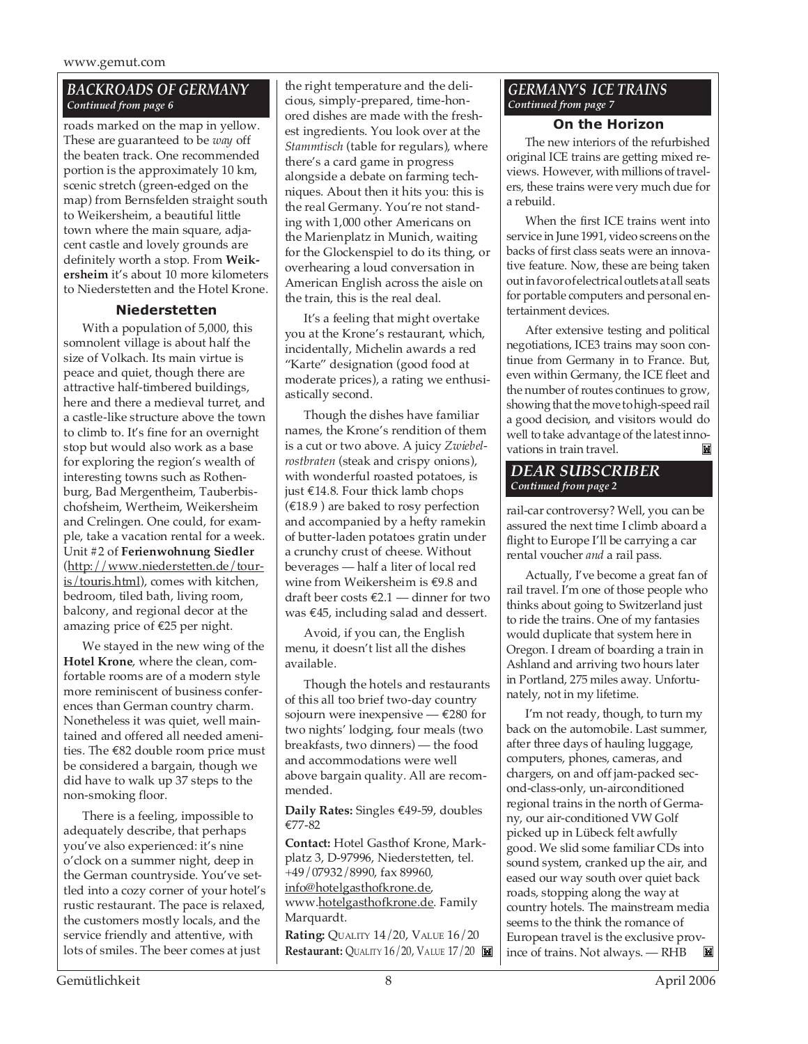## BACKROADS OF GERMANY
*Continued from page 6*

roads marked on the map in yellow. These are guaranteed to be *way* off the beaten track. One recommended portion is the approximately 10 km, scenic stretch (green-edged on the map) from Bernsfelden straight south to Weikersheim, a beautiful little town where the main square, adjacent castle and lovely grounds are definitely worth a stop. From **Weikersheim** it's about 10 more kilometers to Niederstetten and the Hotel Krone.

### Niederstetten

With a population of 5,000, this somnolent village is about half the size of Volkach. Its main virtue is peace and quiet, though there are attractive half-timbered buildings, here and there a medieval turret, and a castle-like structure above the town to climb to. It's fine for an overnight stop but would also work as a base for exploring the region's wealth of interesting towns such as Rothenburg, Bad Mergentheim, Tauberbischofsheim, Wertheim, Weikersheim and Crelingen. One could, for example, take a vacation rental for a week. Unit #2 of **Ferienwohnung Siedler** (http://www.niederstetten.de/touris/touris.html), comes with kitchen, bedroom, tiled bath, living room, balcony, and regional decor at the amazing price of €25 per night.

We stayed in the new wing of the **Hotel Krone**, where the clean, comfortable rooms are of a modern style more reminiscent of business conferences than German country charm. Nonetheless it was quiet, well maintained and offered all needed amenities. The €82 double room price must be considered a bargain, though we did have to walk up 37 steps to the non-smoking floor.

There is a feeling, impossible to adequately describe, that perhaps you've also experienced: it's nine o'clock on a summer night, deep in the German countryside. You've settled into a cozy corner of your hotel's rustic restaurant. The pace is relaxed, the customers mostly locals, and the service friendly and attentive, with lots of smiles. The beer comes at just the right temperature and the delicious, simply-prepared, time-honored dishes are made with the freshest ingredients. You look over at the *Stammtisch* (table for regulars), where there's a card game in progress alongside a debate on farming techniques. About then it hits you: this is the real Germany. You're not standing with 1,000 other Americans on the Marienplatz in Munich, waiting for the Glockenspiel to do its thing, or overhearing a loud conversation in American English across the aisle on the train, this is the real deal.

It's a feeling that might overtake you at the Krone's restaurant, which, incidentally, Michelin awards a red "Karte" designation (good food at moderate prices), a rating we enthusiastically second.

Though the dishes have familiar names, the Krone's rendition of them is a cut or two above. A juicy *Zwiebelrostbraten* (steak and crispy onions), with wonderful roasted potatoes, is just €14.8. Four thick lamb chops (€18.9 ) are baked to rosy perfection and accompanied by a hefty ramekin of butter-laden potatoes gratin under a crunchy crust of cheese. Without beverages — half a liter of local red wine from Weikersheim is €9.8 and draft beer costs €2.1 — dinner for two was €45, including salad and dessert.

Avoid, if you can, the English menu, it doesn't list all the dishes available.

Though the hotels and restaurants of this all too brief two-day country sojourn were inexpensive — €280 for two nights' lodging, four meals (two breakfasts, two dinners) — the food and accommodations were well above bargain quality. All are recommended.

**Daily Rates:** Singles €49-59, doubles €77-82

**Contact:** Hotel Gasthof Krone, Markplatz 3, D-97996, Niederstetten, tel. +49/07932/8990, fax 89960, info@hotelgasthofkrone.de, www.hotelgasthofkrone.de. Family Marquardt.

**Rating:** QUALITY 14/20, VALUE 16/20
**Restaurant:** QUALITY 16/20, VALUE 17/20

## GERMANY'S ICE TRAINS
*Continued from page 7*

### On the Horizon

The new interiors of the refurbished original ICE trains are getting mixed reviews. However, with millions of travelers, these trains were very much due for a rebuild.

When the first ICE trains went into service in June 1991, video screens on the backs of first class seats were an innovative feature. Now, these are being taken out in favor of electrical outlets at all seats for portable computers and personal entertainment devices.

After extensive testing and political negotiations, ICE3 trains may soon continue from Germany in to France. But, even within Germany, the ICE fleet and the number of routes continues to grow, showing that the move to high-speed rail a good decision, and visitors would do well to take advantage of the latest innovations in train travel.

## DEAR SUBSCRIBER
*Continued from page 2*

rail-car controversy? Well, you can be assured the next time I climb aboard a flight to Europe I'll be carrying a car rental voucher *and* a rail pass.

Actually, I've become a great fan of rail travel. I'm one of those people who thinks about going to Switzerland just to ride the trains. One of my fantasies would duplicate that system here in Oregon. I dream of boarding a train in Ashland and arriving two hours later in Portland, 275 miles away. Unfortunately, not in my lifetime.

I'm not ready, though, to turn my back on the automobile. Last summer, after three days of hauling luggage, computers, phones, cameras, and chargers, on and off jam-packed second-class-only, un-airconditioned regional trains in the north of Germany, our air-conditioned VW Golf picked up in Lübeck felt awfully good. We slid some familiar CDs into sound system, cranked up the air, and eased our way south over quiet back roads, stopping along the way at country hotels. The mainstream media seems to the think the romance of European travel is the exclusive province of trains. Not always. — RHB